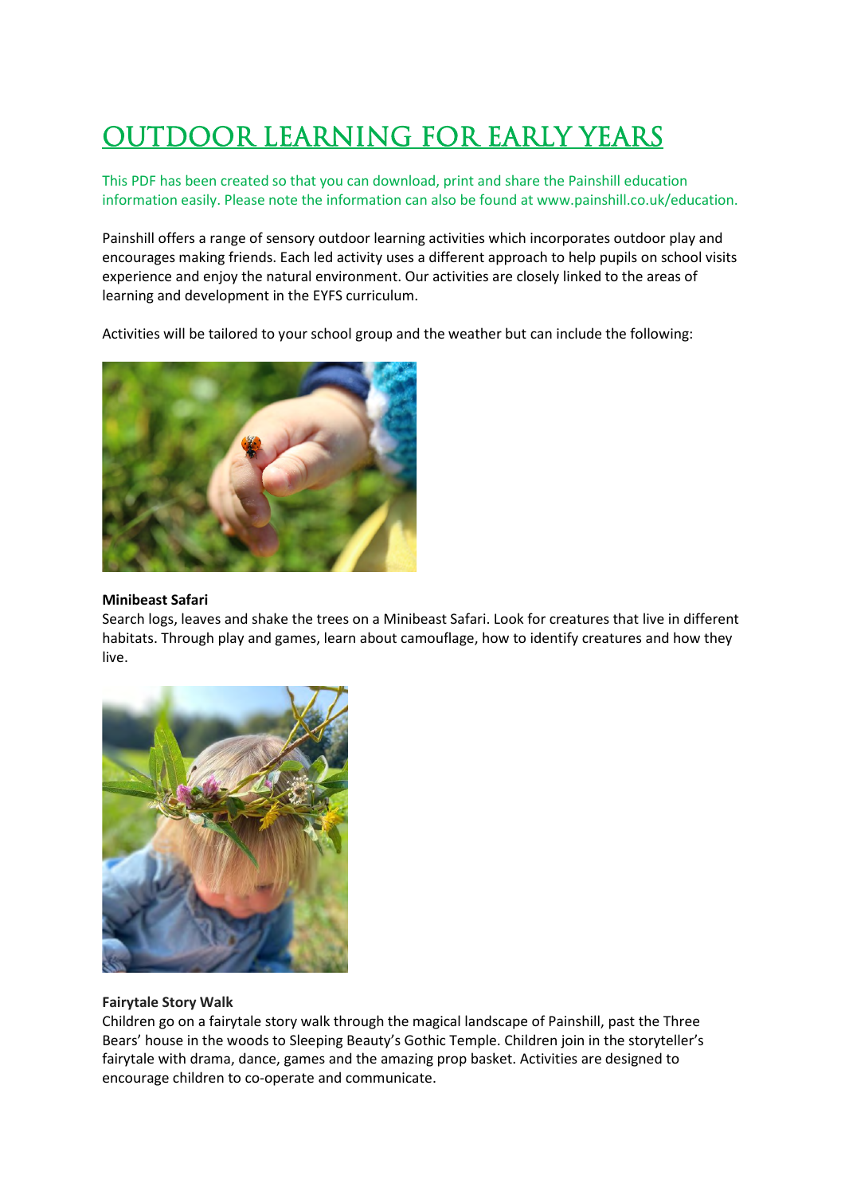# OUTDOOR LEARNING FOR EARLY YEARS

This PDF has been created so that you can download, print and share the Painshill education information easily. Please note the information can also be found at www.painshill.co.uk/education.

Painshill offers a range of sensory outdoor learning activities which incorporates outdoor play and encourages making friends. Each led activity uses a different approach to help pupils on school visits experience and enjoy the natural environment. Our activities are closely linked to the areas of learning and development in the EYFS curriculum.

Activities will be tailored to your school group and the weather but can include the following:

**Minibeast Safari**
Search logs, leaves and shake the trees on a Minibeast Safari. Look for creatures that live in different habitats. Through play and games, learn about camouflage, how to identify creatures and how they live.

**Fairytale Story Walk**
Children go on a fairytale story walk through the magical landscape of Painshill, past the Three Bears' house in the woods to Sleeping Beauty's Gothic Temple. Children join in the storyteller's fairytale with drama, dance, games and the amazing prop basket. Activities are designed to encourage children to co-operate and communicate.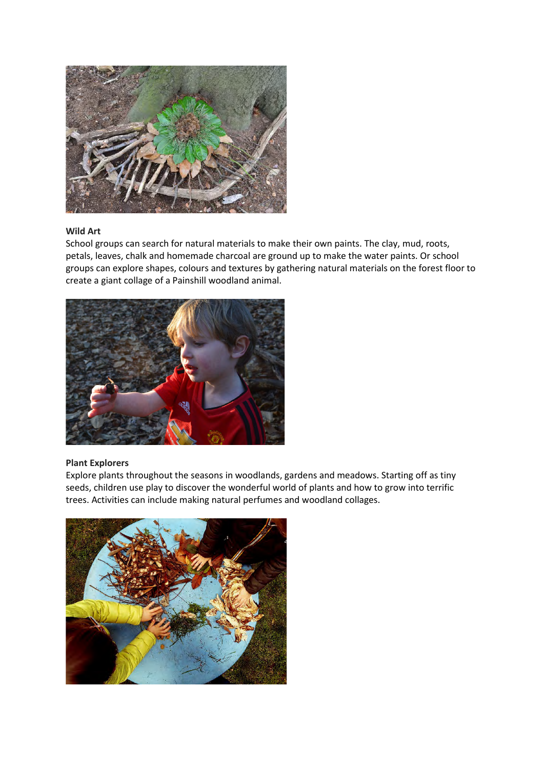**Wild Art**

School groups can search for natural materials to make their own paints. The clay, mud, roots, petals, leaves, chalk and homemade charcoal are ground up to make the water paints. Or school groups can explore shapes, colours and textures by gathering natural materials on the forest floor to create a giant collage of a Painshill woodland animal.

**Plant Explorers**

Explore plants throughout the seasons in woodlands, gardens and meadows. Starting off as tiny seeds, children use play to discover the wonderful world of plants and how to grow into terrific trees. Activities can include making natural perfumes and woodland collages.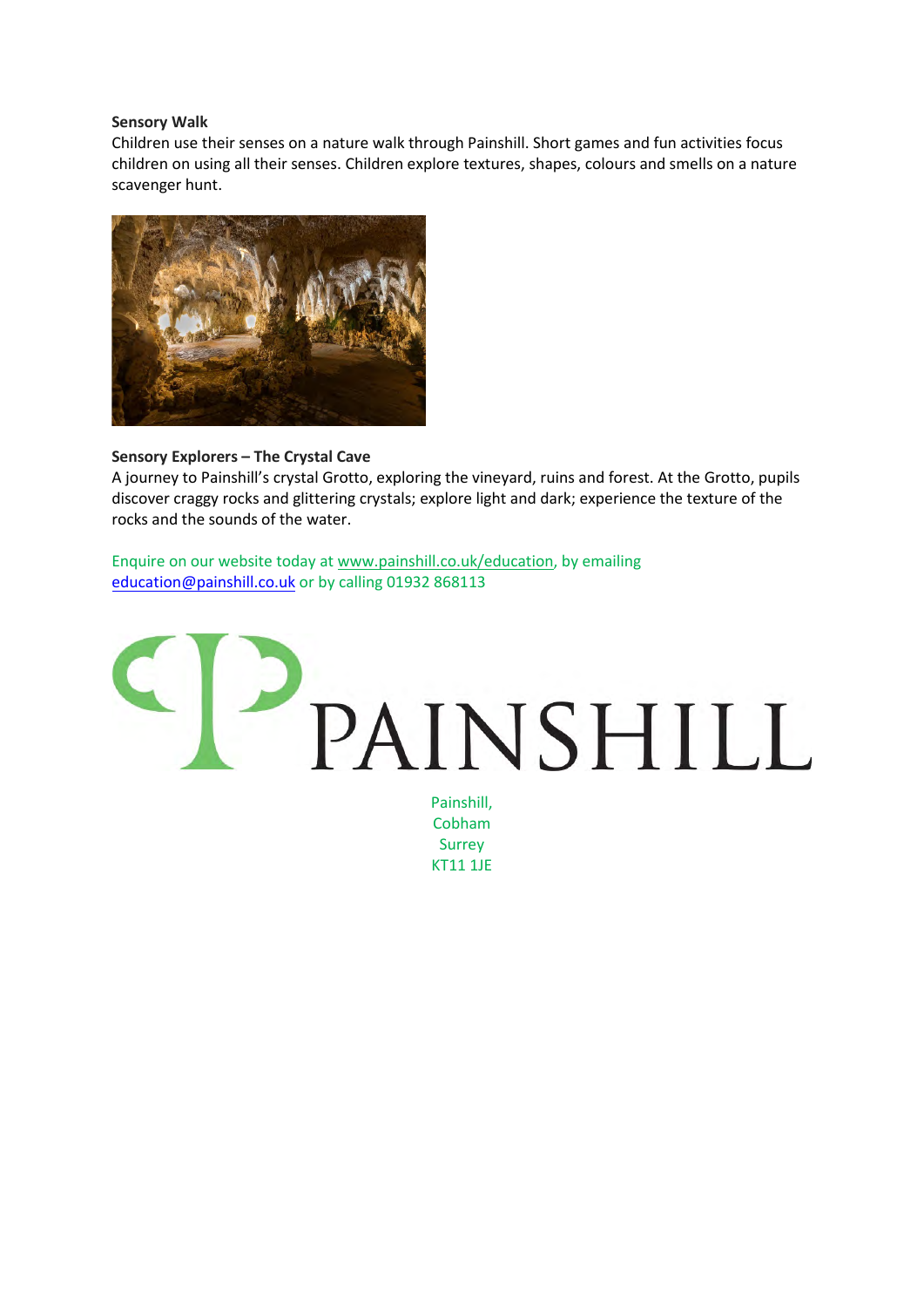**Sensory Walk**

Children use their senses on a nature walk through Painshill. Short games and fun activities focus children on using all their senses. Children explore textures, shapes, colours and smells on a nature scavenger hunt.

**Sensory Explorers – The Crystal Cave**

A journey to Painshill's crystal Grotto, exploring the vineyard, ruins and forest. At the Grotto, pupils discover craggy rocks and glittering crystals; explore light and dark; experience the texture of the rocks and the sounds of the water.

Enquire on our website today at www.painshill.co.uk/education, by emailing education@painshill.co.uk or by calling 01932 868113

PAINSHILL

Painshill,
Cobham
Surrey
KT11 1JE